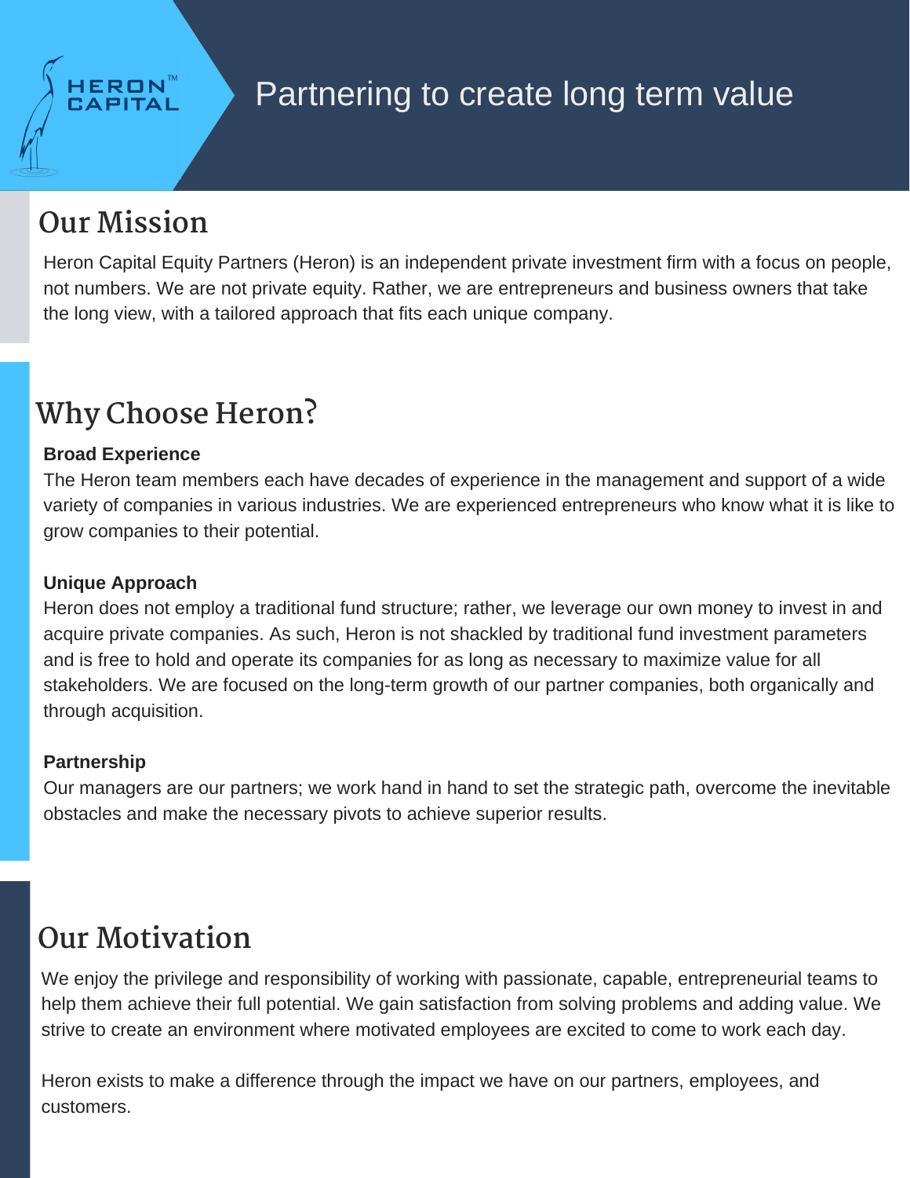HERON™ CAPITAL

# Partnering to create long term value

## Our Mission

Heron Capital Equity Partners (Heron) is an independent private investment firm with a focus on people, not numbers. We are not private equity. Rather, we are entrepreneurs and business owners that take the long view, with a tailored approach that fits each unique company.

## Why Choose Heron?

**Broad Experience**

The Heron team members each have decades of experience in the management and support of a wide variety of companies in various industries. We are experienced entrepreneurs who know what it is like to grow companies to their potential.

**Unique Approach**

Heron does not employ a traditional fund structure; rather, we leverage our own money to invest in and acquire private companies. As such, Heron is not shackled by traditional fund investment parameters and is free to hold and operate its companies for as long as necessary to maximize value for all stakeholders. We are focused on the long-term growth of our partner companies, both organically and through acquisition.

**Partnership**

Our managers are our partners; we work hand in hand to set the strategic path, overcome the inevitable obstacles and make the necessary pivots to achieve superior results.

## Our Motivation

We enjoy the privilege and responsibility of working with passionate, capable, entrepreneurial teams to help them achieve their full potential. We gain satisfaction from solving problems and adding value. We strive to create an environment where motivated employees are excited to come to work each day.

Heron exists to make a difference through the impact we have on our partners, employees, and customers.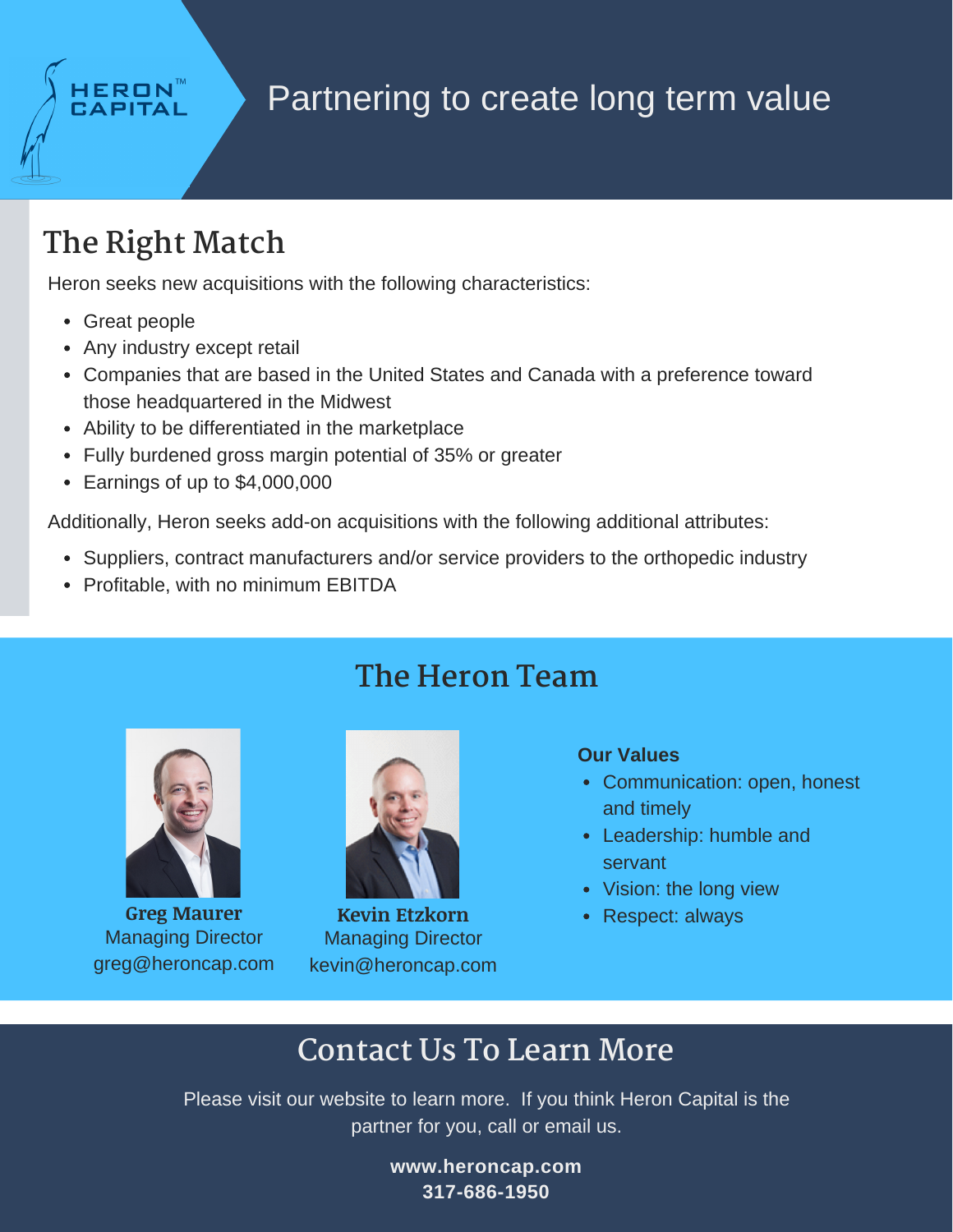HERON™ CAPITAL

# Partnering to create long term value

## The Right Match

Heron seeks new acquisitions with the following characteristics:

- Great people
- Any industry except retail
- Companies that are based in the United States and Canada with a preference toward those headquartered in the Midwest
- Ability to be differentiated in the marketplace
- Fully burdened gross margin potential of 35% or greater
- Earnings of up to $4,000,000

Additionally, Heron seeks add-on acquisitions with the following additional attributes:

- Suppliers, contract manufacturers and/or service providers to the orthopedic industry
- Profitable, with no minimum EBITDA

## The Heron Team

**Greg Maurer**
Managing Director
greg@heroncap.com

**Kevin Etzkorn**
Managing Director
kevin@heroncap.com

**Our Values**

- Communication: open, honest and timely
- Leadership: humble and servant
- Vision: the long view
- Respect: always

## Contact Us To Learn More

Please visit our website to learn more. If you think Heron Capital is the partner for you, call or email us.

**www.heroncap.com**
**317-686-1950**